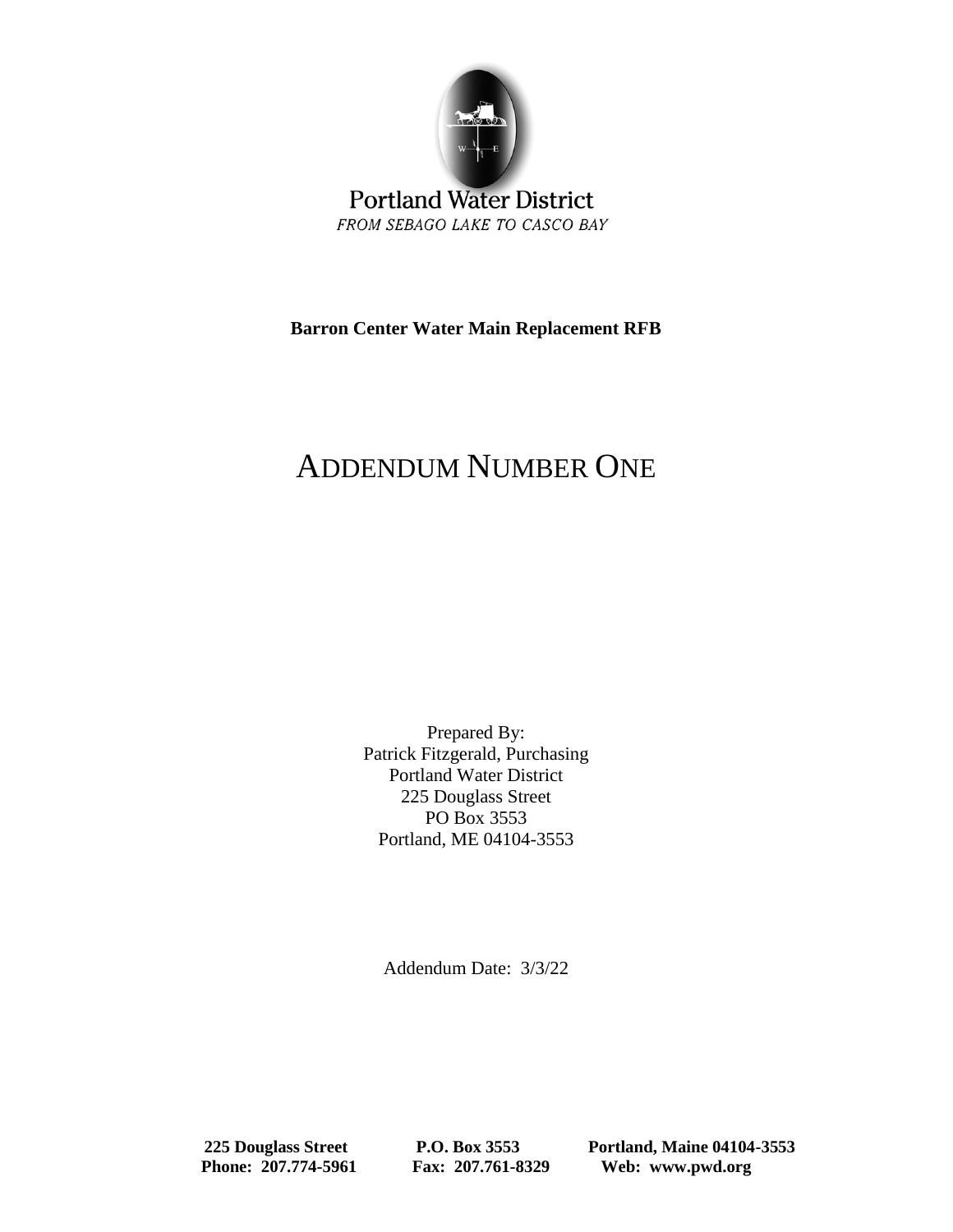Portland Water District

*FROM SEBAGO LAKE TO CASCO BAY*

**Barron Center Water Main Replacement RFB**

# ADDENDUM NUMBER ONE

Prepared By:
Patrick Fitzgerald, Purchasing
Portland Water District
225 Douglass Street
PO Box 3553
Portland, ME 04104-3553

Addendum Date: 3/3/22

**225 Douglass Street** **P.O. Box 3553** **Portland, Maine 04104-3553**
**Phone: 207.774-5961** **Fax: 207.761-8329** **Web: www.pwd.org**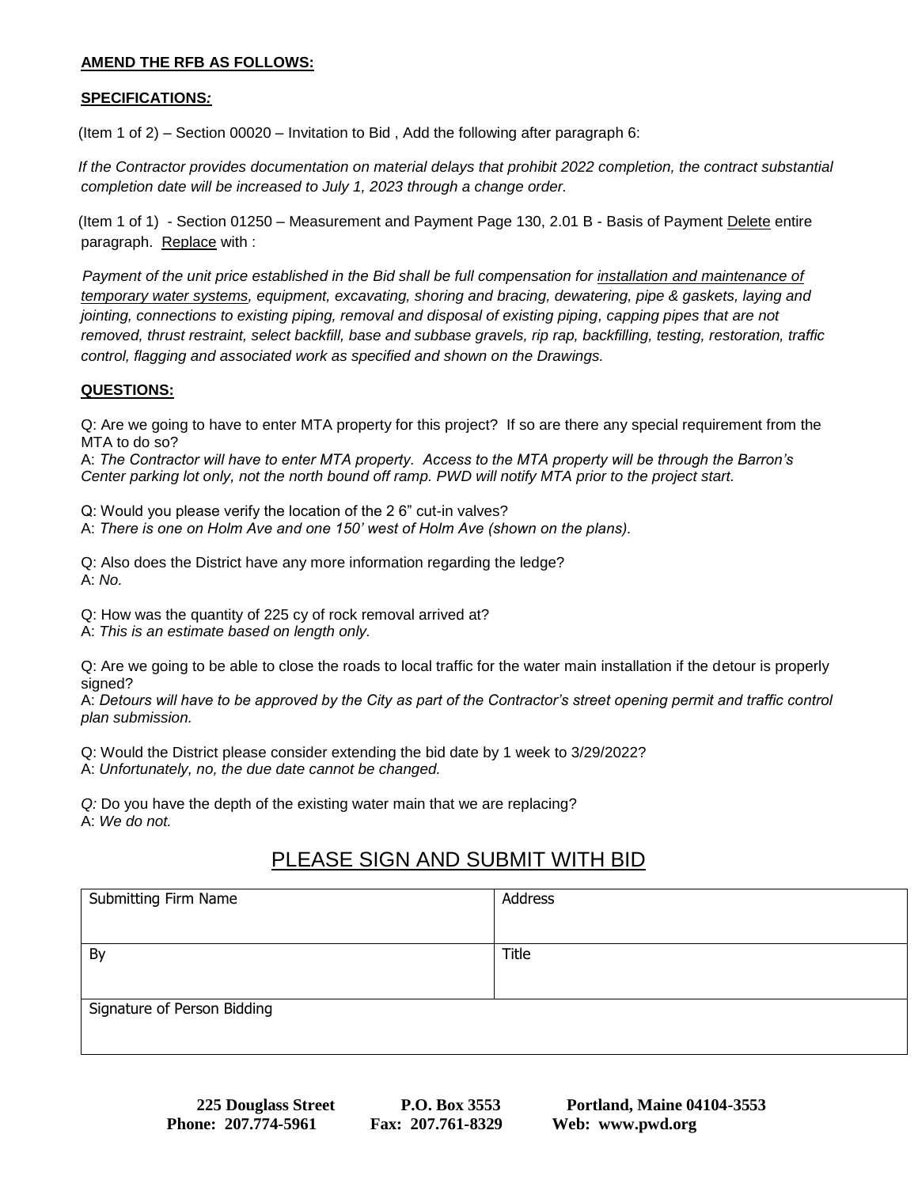**AMEND THE RFB AS FOLLOWS:**

**SPECIFICATIONS:**

(Item 1 of 2) – Section 00020 – Invitation to Bid , Add the following after paragraph 6:

*If the Contractor provides documentation on material delays that prohibit 2022 completion, the contract substantial completion date will be increased to July 1, 2023 through a change order.*

(Item 1 of 1) - Section 01250 – Measurement and Payment Page 130, 2.01 B - Basis of Payment Delete entire paragraph. Replace with :

*Payment of the unit price established in the Bid shall be full compensation for installation and maintenance of temporary water systems, equipment, excavating, shoring and bracing, dewatering, pipe & gaskets, laying and jointing, connections to existing piping, removal and disposal of existing piping, capping pipes that are not removed, thrust restraint, select backfill, base and subbase gravels, rip rap, backfilling, testing, restoration, traffic control, flagging and associated work as specified and shown on the Drawings.*

**QUESTIONS:**

Q: Are we going to have to enter MTA property for this project? If so are there any special requirement from the MTA to do so?
A: *The Contractor will have to enter MTA property. Access to the MTA property will be through the Barron's Center parking lot only, not the north bound off ramp. PWD will notify MTA prior to the project start.*

Q: Would you please verify the location of the 2 6" cut-in valves?
A: *There is one on Holm Ave and one 150' west of Holm Ave (shown on the plans).*

Q: Also does the District have any more information regarding the ledge?
A: *No.*

Q: How was the quantity of 225 cy of rock removal arrived at?
A: *This is an estimate based on length only.*

Q: Are we going to be able to close the roads to local traffic for the water main installation if the detour is properly signed?
A: *Detours will have to be approved by the City as part of the Contractor's street opening permit and traffic control plan submission.*

Q: Would the District please consider extending the bid date by 1 week to 3/29/2022?
A: *Unfortunately, no, the due date cannot be changed.*

*Q:* Do you have the depth of the existing water main that we are replacing?
A: *We do not.*

## PLEASE SIGN AND SUBMIT WITH BID

| | |
|---|---|
| Submitting Firm Name | Address |
| By | Title |
| Signature of Person Bidding | |

**225 Douglass Street** **P.O. Box 3553** **Portland, Maine 04104-3553**
**Phone: 207.774-5961** **Fax: 207.761-8329** **Web: www.pwd.org**